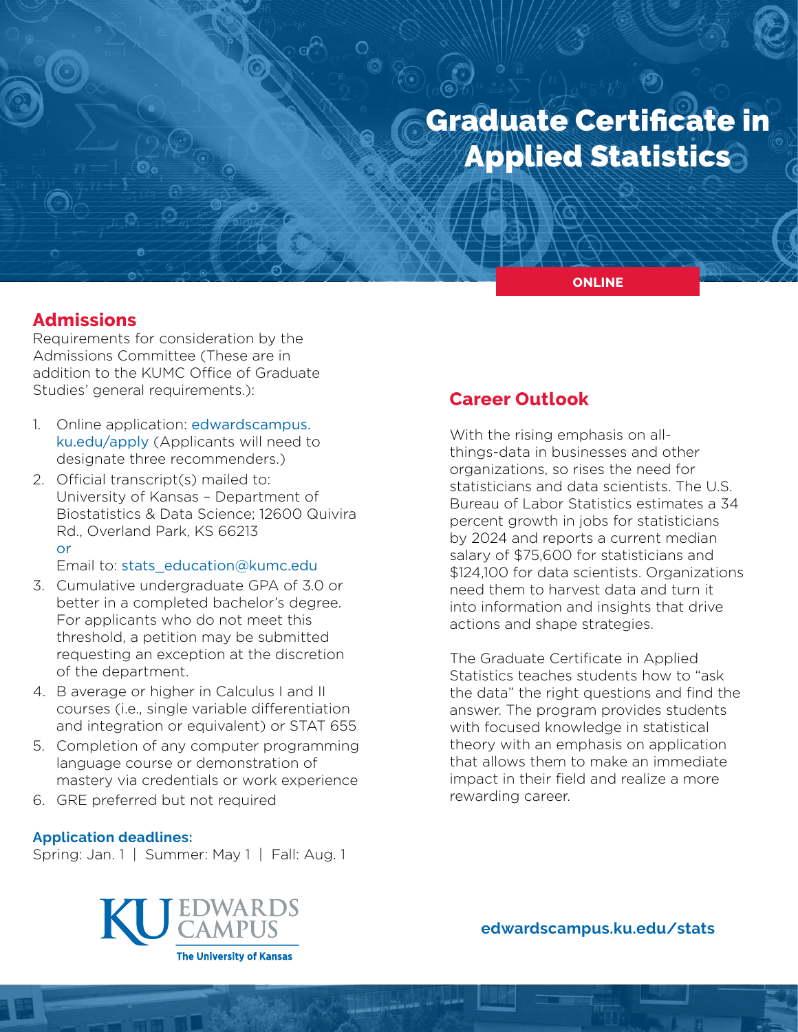# Graduate Certificate in Applied Statistics

ONLINE

## Admissions

Requirements for consideration by the Admissions Committee (These are in addition to the KUMC Office of Graduate Studies' general requirements.):

1. Online application: edwardscampus.ku.edu/apply (Applicants will need to designate three recommenders.)
2. Official transcript(s) mailed to: University of Kansas – Department of Biostatistics & Data Science; 12600 Quivira Rd., Overland Park, KS 66213
   or
   Email to: stats_education@kumc.edu
3. Cumulative undergraduate GPA of 3.0 or better in a completed bachelor's degree. For applicants who do not meet this threshold, a petition may be submitted requesting an exception at the discretion of the department.
4. B average or higher in Calculus I and II courses (i.e., single variable differentiation and integration or equivalent) or STAT 655
5. Completion of any computer programming language course or demonstration of mastery via credentials or work experience
6. GRE preferred but not required

### Application deadlines:

Spring: Jan. 1 | Summer: May 1 | Fall: Aug. 1

## Career Outlook

With the rising emphasis on all-things-data in businesses and other organizations, so rises the need for statisticians and data scientists. The U.S. Bureau of Labor Statistics estimates a 34 percent growth in jobs for statisticians by 2024 and reports a current median salary of $75,600 for statisticians and $124,100 for data scientists. Organizations need them to harvest data and turn it into information and insights that drive actions and shape strategies.

The Graduate Certificate in Applied Statistics teaches students how to "ask the data" the right questions and find the answer. The program provides students with focused knowledge in statistical theory with an emphasis on application that allows them to make an immediate impact in their field and realize a more rewarding career.

KU EDWARDS CAMPUS
The University of Kansas

edwardscampus.ku.edu/stats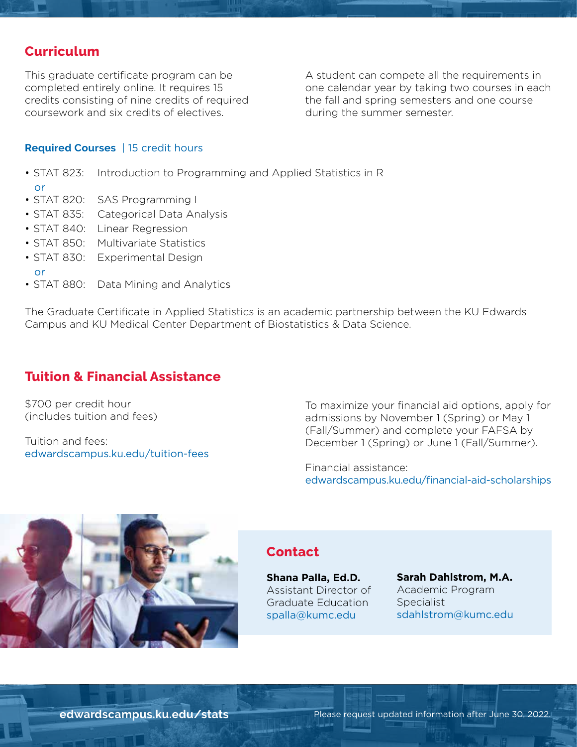## Curriculum

This graduate certificate program can be completed entirely online. It requires 15 credits consisting of nine credits of required coursework and six credits of electives.

A student can compete all the requirements in one calendar year by taking two courses in each the fall and spring semesters and one course during the summer semester.

### Required Courses | 15 credit hours

- STAT 823: Introduction to Programming and Applied Statistics in R
  or
- STAT 820: SAS Programming I
- STAT 835: Categorical Data Analysis
- STAT 840: Linear Regression
- STAT 850: Multivariate Statistics
- STAT 830: Experimental Design
  or
- STAT 880: Data Mining and Analytics

The Graduate Certificate in Applied Statistics is an academic partnership between the KU Edwards Campus and KU Medical Center Department of Biostatistics & Data Science.

## Tuition & Financial Assistance

$700 per credit hour
(includes tuition and fees)

Tuition and fees:
edwardscampus.ku.edu/tuition-fees

To maximize your financial aid options, apply for admissions by November 1 (Spring) or May 1 (Fall/Summer) and complete your FAFSA by December 1 (Spring) or June 1 (Fall/Summer).

Financial assistance:
edwardscampus.ku.edu/financial-aid-scholarships

## Contact

**Shana Palla, Ed.D.**
Assistant Director of Graduate Education
spalla@kumc.edu

**Sarah Dahlstrom, M.A.**
Academic Program Specialist
sdahlstrom@kumc.edu

**edwardscampus.ku.edu/stats**

Please request updated information after June 30, 2022.